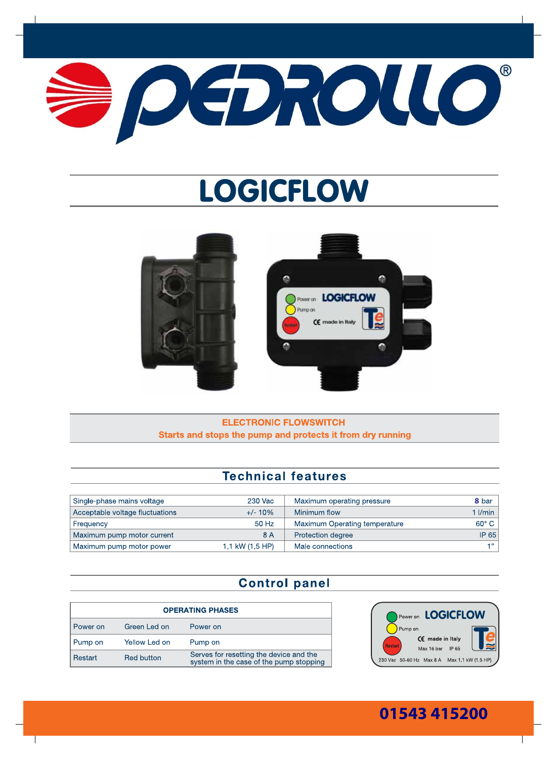# PEDROLLO®

# LOGICFLOW

**ELECTRONIC FLOWSWITCH**
**Starts and stops the pump and protects it from dry running**

## Technical features

| | | | |
|---|---|---|---|
| Single-phase mains voltage | 230 Vac | Maximum operating pressure | **8** bar |
| Acceptable voltage fluctuations | +/- 10% | Minimum flow | 1 l/min |
| Frequency | 50 Hz | Maximum Operating temperature | 60° C |
| Maximum pump motor current | 8 A | Protection degree | IP 65 |
| Maximum pump motor power | 1,1 kW (1,5 HP) | Male connections | 1" |

## Control panel

| OPERATING PHASES | | |
|---|---|---|
| Power on | Green Led on | Power on |
| Pump on | Yellow Led on | Pump on |
| Restart | Red button | Serves for resetting the device and the system in the case of the pump stopping |

Power on LOGICFLOW
Pump on
Restart
CE made in Italy
Max 16 bar IP 65
230 Vac 50-60 Hz Max 8 A Max 1.1 kW (1.5 HP)

**01543 415200**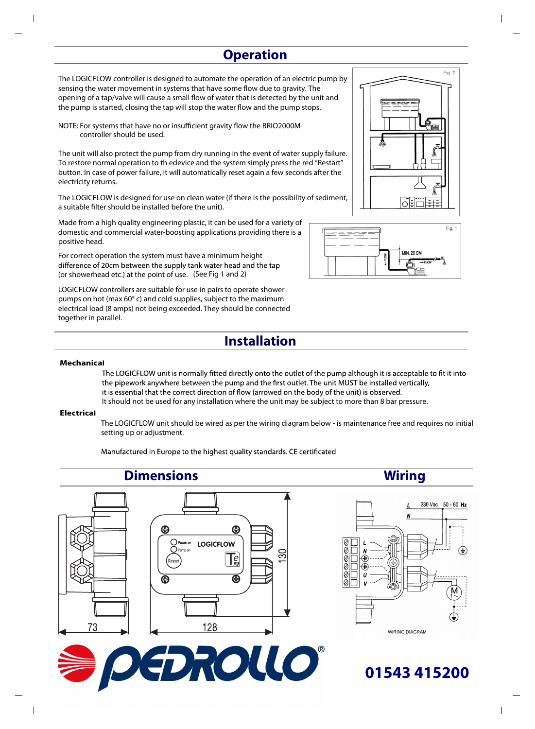## Operation

The LOGICFLOW controller is designed to automate the operation of an electric pump by sensing the water movement in systems that have some flow due to gravity. The opening of a tap/valve will cause a small flow of water that is detected by the unit and the pump is started, closing the tap will stop the water flow and the pump stops.

NOTE: For systems that have no or insufficient gravity flow the BRIO2000M controller should be used.

The unit will also protect the pump from dry running in the event of water supply failure. To restore normal operation to th edevice and the system simply press the red "Restart" button. In case of power failure, it will automatically reset again a few seconds after the electricity returns.

The LOGICFLOW is designed for use on clean water (if there is the possibility of sediment, a suitable filter should be installed before the unit).

Made from a high quality engineering plastic, it can be used for a variety of domestic and commercial water-boosting applications providing there is a positive head.

For correct operation the system must have a minimum height difference of 20cm between the supply tank water head and the tap (or showerhead etc.) at the point of use. (See Fig 1 and 2)

LOGICFLOW controllers are suitable for use in pairs to operate shower pumps on hot (max 60° c) and cold supplies, subject to the maximum electrical load (8 amps) not being exceeded. They should be connected together in parallel.

Fig. 2

Fig. 1

MIN. 20 CM

FLOW

## Installation

**Mechanical**

The LOGICFLOW unit is normally fitted directly onto the outlet of the pump although it is acceptable to fit it into the pipework anywhere between the pump and the first outlet. The unit MUST be installed vertically, it is essential that the correct direction of flow (arrowed on the body of the unit) is observed.
It should not be used for any installation where the unit may be subject to more than 8 bar pressure.

**Electrical**

The LOGICFLOW unit should be wired as per the wiring diagram below - is maintenance free and requires no initial setting up or adjustment.

Manufactured in Europe to the highest quality standards. CE certificated

## Dimensions

Power on
Pump on
Restart
LOGICFLOW

73

128

130

## Wiring

L 230 Vac 50 - 60 Hz
N

L
N
U
V

M 1~

WIRING DIAGRAM

PEDROLLO®

**01543 415200**